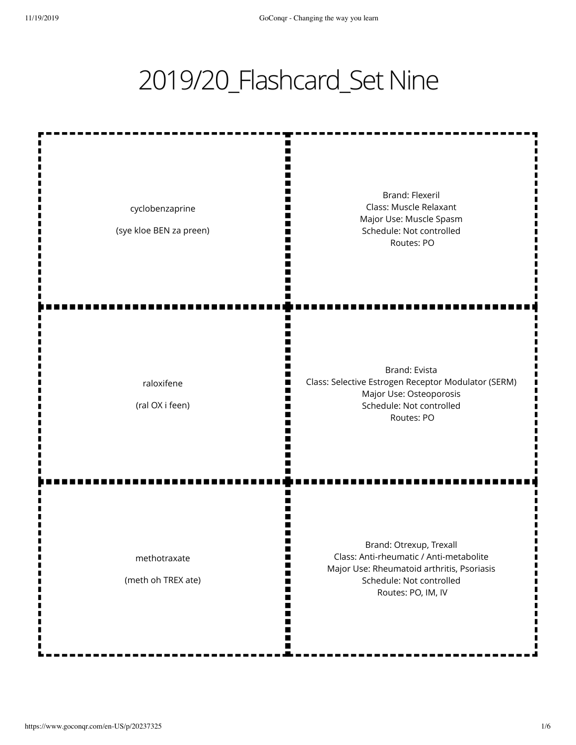# 2019/20_Flashcard_Set Nine

| Term | Definition |
| --- | --- |
| cyclobenzaprine<br><br>(sye kloe BEN za preen) | Brand: Flexeril<br>Class: Muscle Relaxant<br>Major Use: Muscle Spasm<br>Schedule: Not controlled<br>Routes: PO |
| raloxifene<br><br>(ral OX i feen) | Brand: Evista<br>Class: Selective Estrogen Receptor Modulator (SERM)<br>Major Use: Osteoporosis<br>Schedule: Not controlled<br>Routes: PO |
| methotraxate<br><br>(meth oh TREX ate) | Brand: Otrexup, Trexall<br>Class: Anti-rheumatic / Anti-metabolite<br>Major Use: Rheumatoid arthritis, Psoriasis<br>Schedule: Not controlled<br>Routes: PO, IM, IV |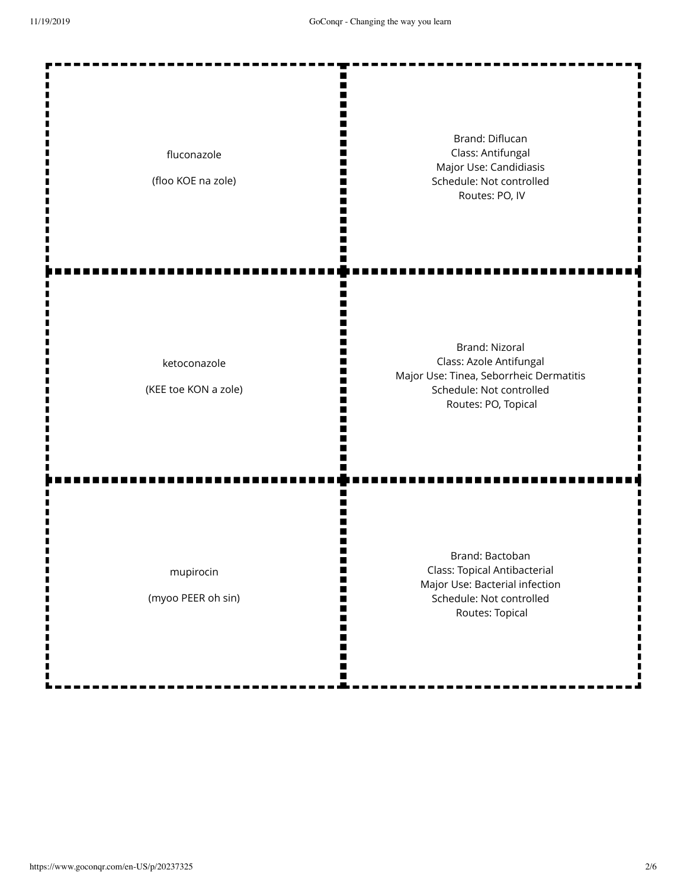| | |
|---|---|
| fluconazole<br><br>(floo KOE na zole) | Brand: Diflucan<br>Class: Antifungal<br>Major Use: Candidiasis<br>Schedule: Not controlled<br>Routes: PO, IV |
| ketoconazole<br><br>(KEE toe KON a zole) | Brand: Nizoral<br>Class: Azole Antifungal<br>Major Use: Tinea, Seborrheic Dermatitis<br>Schedule: Not controlled<br>Routes: PO, Topical |
| mupirocin<br><br>(myoo PEER oh sin) | Brand: Bactoban<br>Class: Topical Antibacterial<br>Major Use: Bacterial infection<br>Schedule: Not controlled<br>Routes: Topical |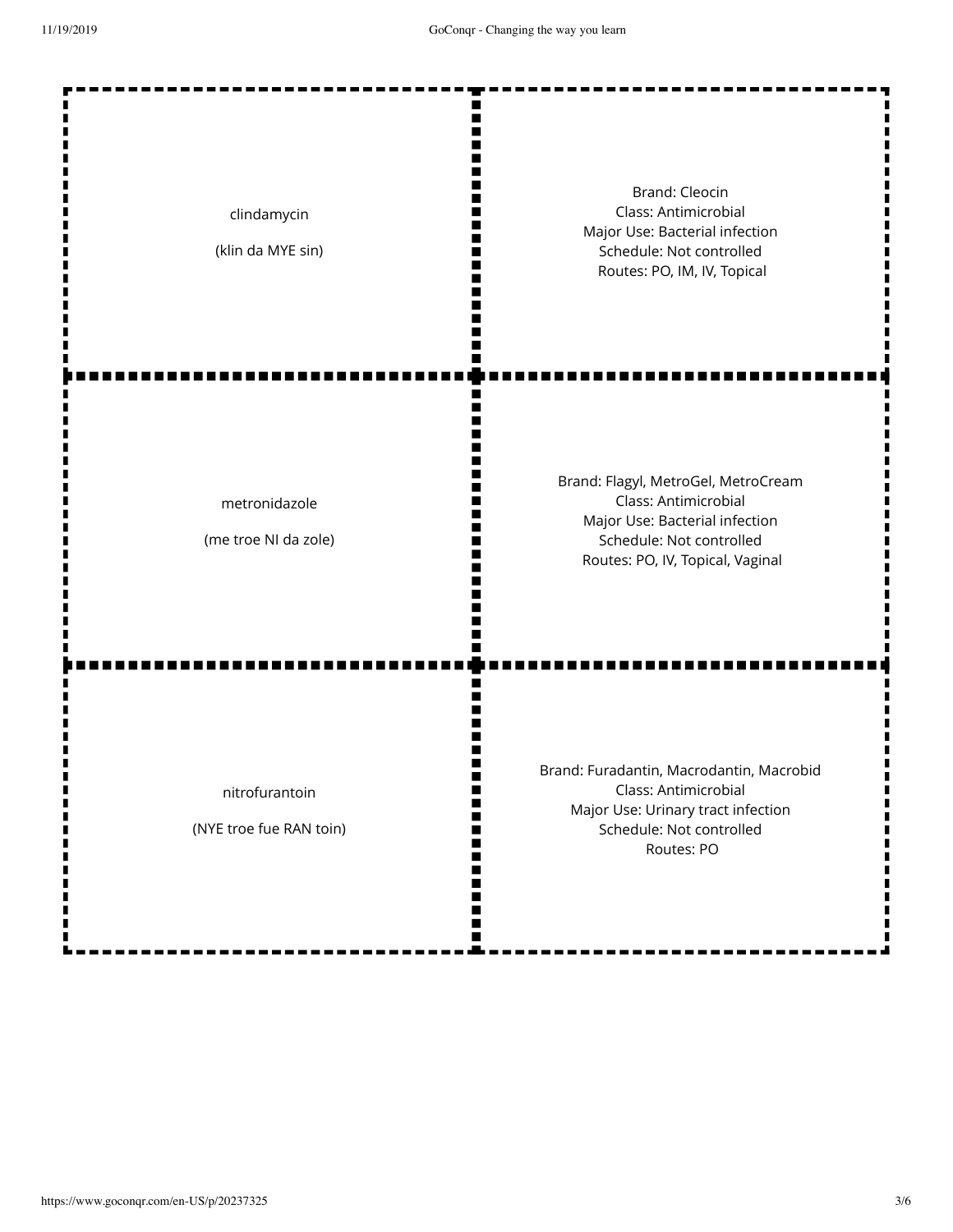| | |
|---|---|
| clindamycin<br><br>(klin da MYE sin) | Brand: Cleocin<br>Class: Antimicrobial<br>Major Use: Bacterial infection<br>Schedule: Not controlled<br>Routes: PO, IM, IV, Topical |
| metronidazole<br><br>(me troe NI da zole) | Brand: Flagyl, MetroGel, MetroCream<br>Class: Antimicrobial<br>Major Use: Bacterial infection<br>Schedule: Not controlled<br>Routes: PO, IV, Topical, Vaginal |
| nitrofurantoin<br><br>(NYE troe fue RAN toin) | Brand: Furadantin, Macrodantin, Macrobid<br>Class: Antimicrobial<br>Major Use: Urinary tract infection<br>Schedule: Not controlled<br>Routes: PO |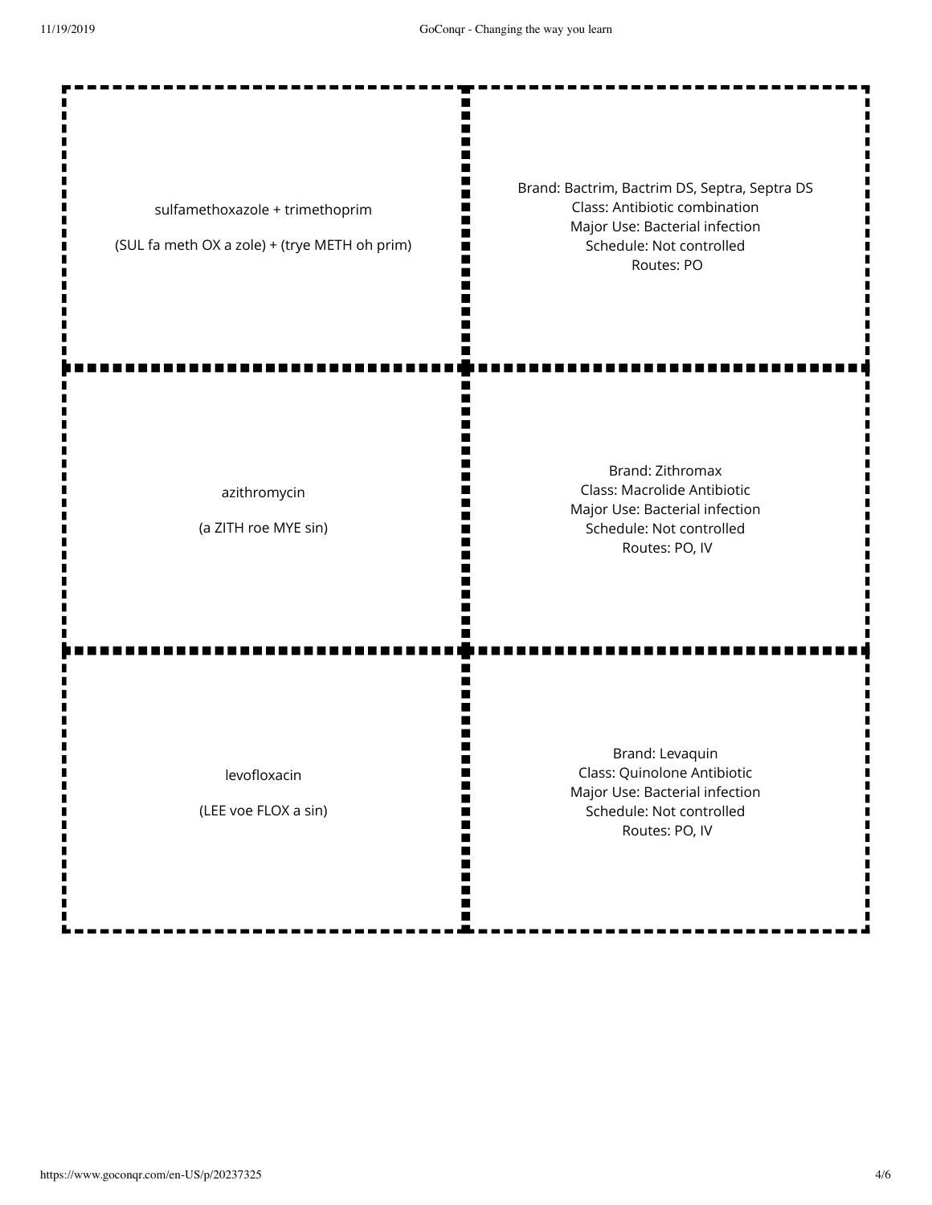| | |
|---|---|
| sulfamethoxazole + trimethoprim<br><br>(SUL fa meth OX a zole) + (trye METH oh prim) | Brand: Bactrim, Bactrim DS, Septra, Septra DS<br>Class: Antibiotic combination<br>Major Use: Bacterial infection<br>Schedule: Not controlled<br>Routes: PO |
| azithromycin<br><br>(a ZITH roe MYE sin) | Brand: Zithromax<br>Class: Macrolide Antibiotic<br>Major Use: Bacterial infection<br>Schedule: Not controlled<br>Routes: PO, IV |
| levofloxacin<br><br>(LEE voe FLOX a sin) | Brand: Levaquin<br>Class: Quinolone Antibiotic<br>Major Use: Bacterial infection<br>Schedule: Not controlled<br>Routes: PO, IV |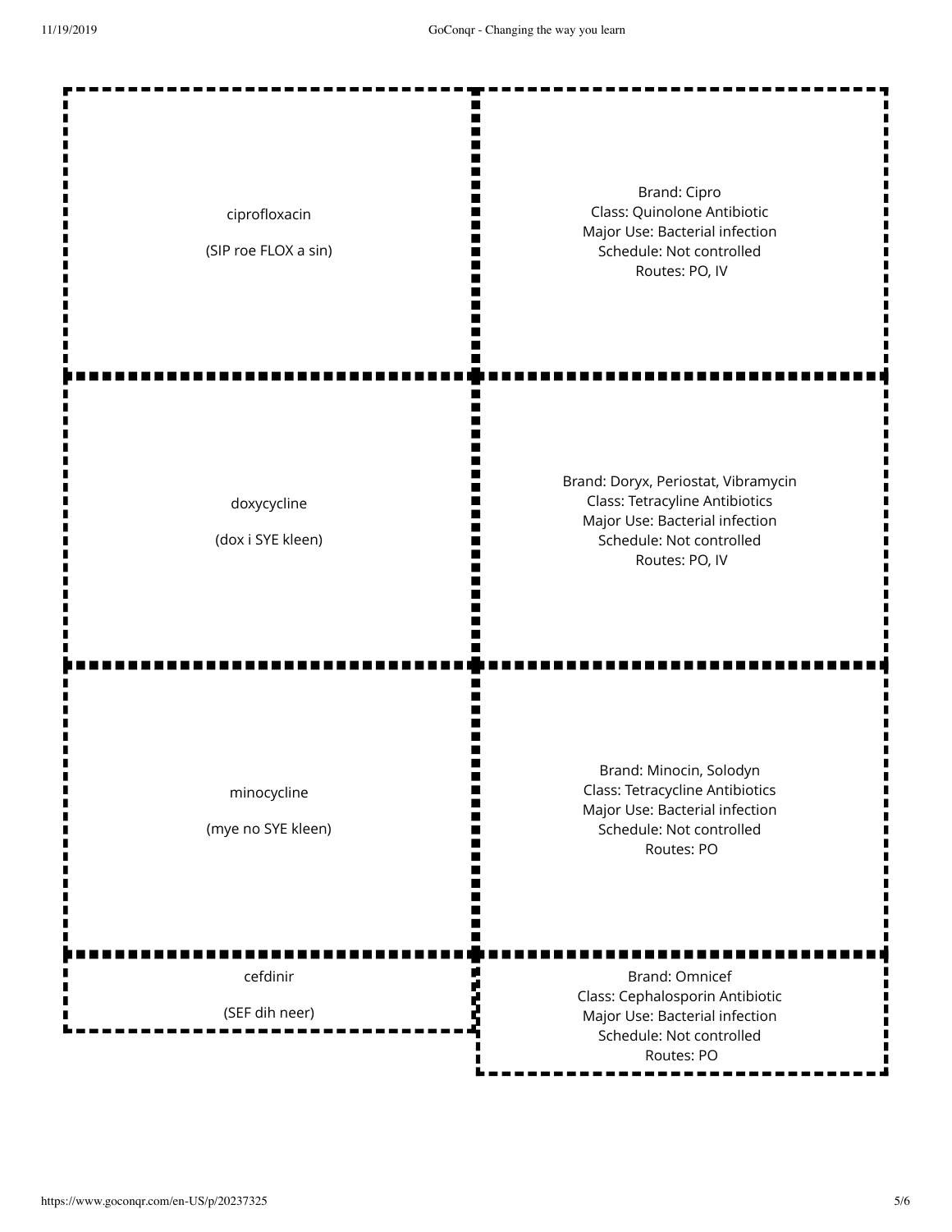| | |
|---|---|
| ciprofloxacin<br><br>(SIP roe FLOX a sin) | Brand: Cipro<br>Class: Quinolone Antibiotic<br>Major Use: Bacterial infection<br>Schedule: Not controlled<br>Routes: PO, IV |
| doxycycline<br><br>(dox i SYE kleen) | Brand: Doryx, Periostat, Vibramycin<br>Class: Tetracyline Antibiotics<br>Major Use: Bacterial infection<br>Schedule: Not controlled<br>Routes: PO, IV |
| minocycline<br><br>(mye no SYE kleen) | Brand: Minocin, Solodyn<br>Class: Tetracycline Antibiotics<br>Major Use: Bacterial infection<br>Schedule: Not controlled<br>Routes: PO |
| cefdinir<br><br>(SEF dih neer) | Brand: Omnicef<br>Class: Cephalosporin Antibiotic<br>Major Use: Bacterial infection<br>Schedule: Not controlled<br>Routes: PO |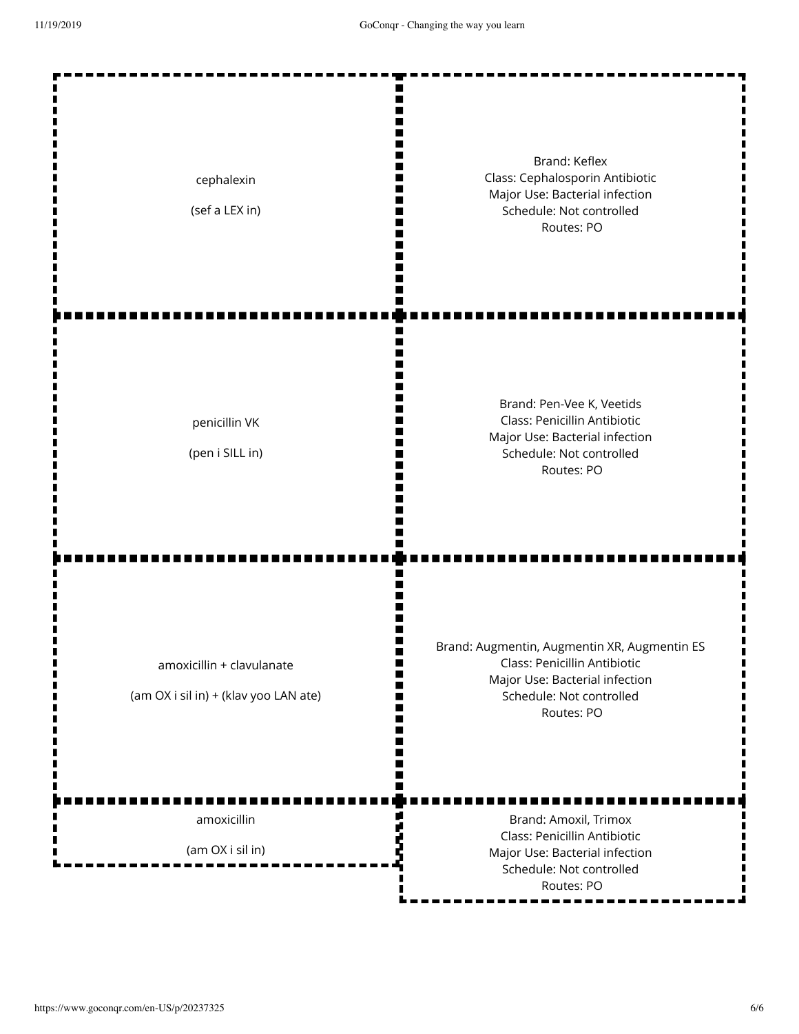| | |
|---|---|
| cephalexin<br><br>(sef a LEX in) | Brand: Keflex<br>Class: Cephalosporin Antibiotic<br>Major Use: Bacterial infection<br>Schedule: Not controlled<br>Routes: PO |
| penicillin VK<br><br>(pen i SILL in) | Brand: Pen-Vee K, Veetids<br>Class: Penicillin Antibiotic<br>Major Use: Bacterial infection<br>Schedule: Not controlled<br>Routes: PO |
| amoxicillin + clavulanate<br><br>(am OX i sil in) + (klav yoo LAN ate) | Brand: Augmentin, Augmentin XR, Augmentin ES<br>Class: Penicillin Antibiotic<br>Major Use: Bacterial infection<br>Schedule: Not controlled<br>Routes: PO |
| amoxicillin<br><br>(am OX i sil in) | Brand: Amoxil, Trimox<br>Class: Penicillin Antibiotic<br>Major Use: Bacterial infection<br>Schedule: Not controlled<br>Routes: PO |